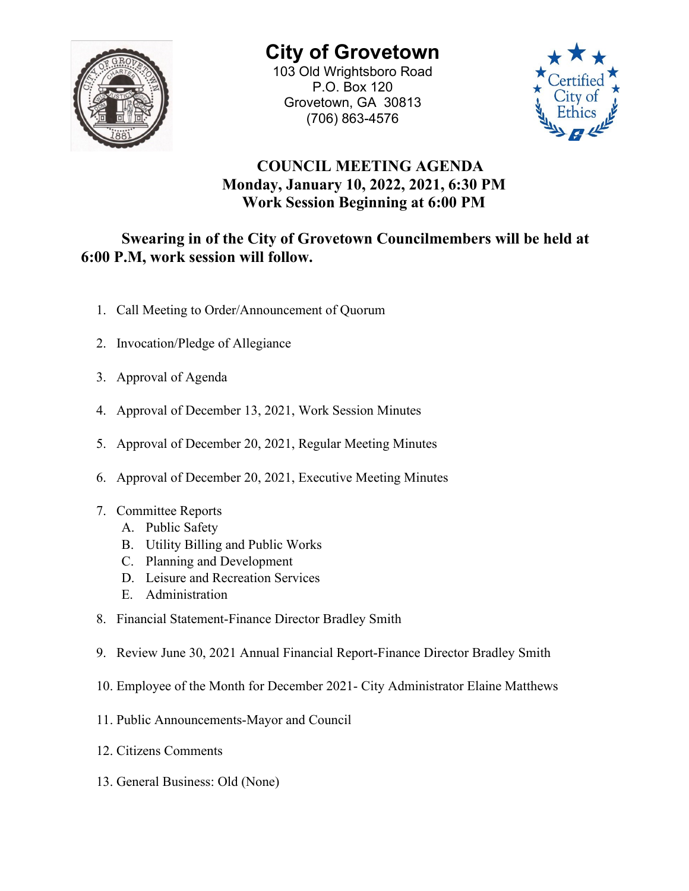# City of Grovetown

103 Old Wrightsboro Road
P.O. Box 120
Grovetown, GA 30813
(706) 863-4576

## COUNCIL MEETING AGENDA
**Monday, January 10, 2022, 2021, 6:30 PM**
**Work Session Beginning at 6:00 PM**

**Swearing in of the City of Grovetown Councilmembers will be held at 6:00 P.M, work session will follow.**

1. Call Meeting to Order/Announcement of Quorum
2. Invocation/Pledge of Allegiance
3. Approval of Agenda
4. Approval of December 13, 2021, Work Session Minutes
5. Approval of December 20, 2021, Regular Meeting Minutes
6. Approval of December 20, 2021, Executive Meeting Minutes
7. Committee Reports
   A. Public Safety
   B. Utility Billing and Public Works
   C. Planning and Development
   D. Leisure and Recreation Services
   E. Administration
8. Financial Statement-Finance Director Bradley Smith
9. Review June 30, 2021 Annual Financial Report-Finance Director Bradley Smith
10. Employee of the Month for December 2021- City Administrator Elaine Matthews
11. Public Announcements-Mayor and Council
12. Citizens Comments
13. General Business: Old (None)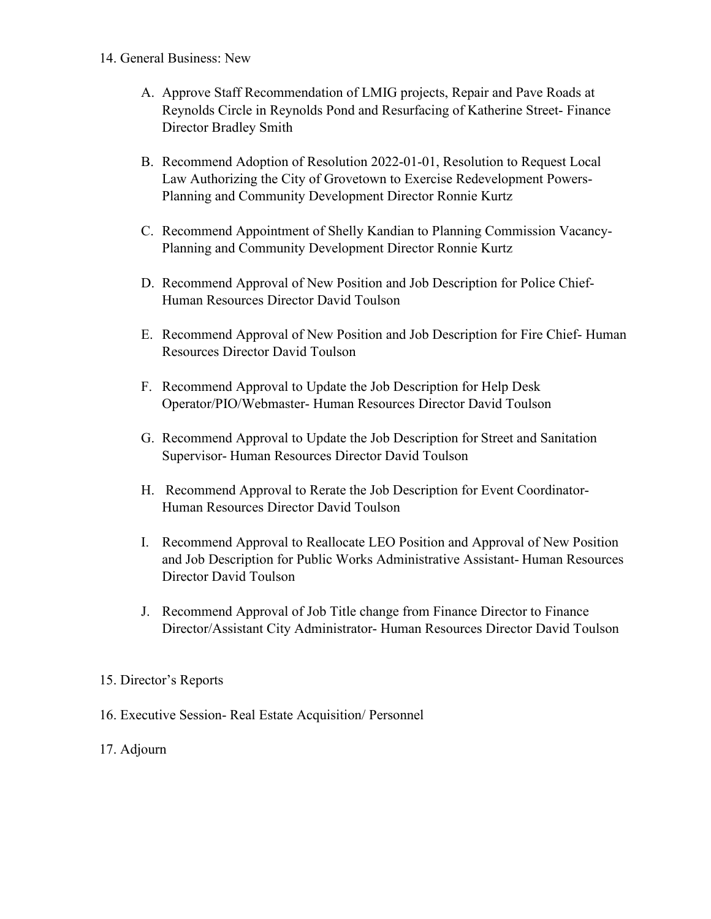14. General Business: New

    A. Approve Staff Recommendation of LMIG projects, Repair and Pave Roads at Reynolds Circle in Reynolds Pond and Resurfacing of Katherine Street- Finance Director Bradley Smith

    B. Recommend Adoption of Resolution 2022-01-01, Resolution to Request Local Law Authorizing the City of Grovetown to Exercise Redevelopment Powers- Planning and Community Development Director Ronnie Kurtz

    C. Recommend Appointment of Shelly Kandian to Planning Commission Vacancy- Planning and Community Development Director Ronnie Kurtz

    D. Recommend Approval of New Position and Job Description for Police Chief- Human Resources Director David Toulson

    E. Recommend Approval of New Position and Job Description for Fire Chief- Human Resources Director David Toulson

    F. Recommend Approval to Update the Job Description for Help Desk Operator/PIO/Webmaster- Human Resources Director David Toulson

    G. Recommend Approval to Update the Job Description for Street and Sanitation Supervisor- Human Resources Director David Toulson

    H. Recommend Approval to Rerate the Job Description for Event Coordinator- Human Resources Director David Toulson

    I. Recommend Approval to Reallocate LEO Position and Approval of New Position and Job Description for Public Works Administrative Assistant- Human Resources Director David Toulson

    J. Recommend Approval of Job Title change from Finance Director to Finance Director/Assistant City Administrator- Human Resources Director David Toulson

15. Director's Reports

16. Executive Session- Real Estate Acquisition/ Personnel

17. Adjourn